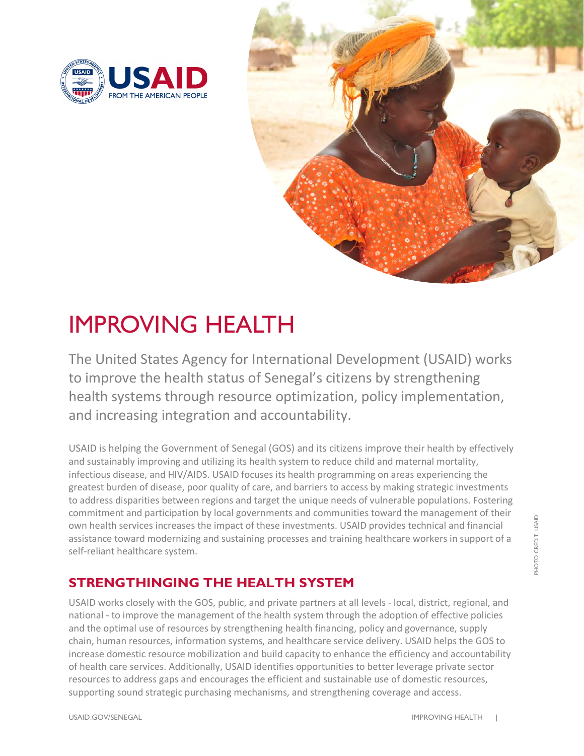# IMPROVING HEALTH

The United States Agency for International Development (USAID) works to improve the health status of Senegal's citizens by strengthening health systems through resource optimization, policy implementation, and increasing integration and accountability.

USAID is helping the Government of Senegal (GOS) and its citizens improve their health by effectively and sustainably improving and utilizing its health system to reduce child and maternal mortality, infectious disease, and HIV/AIDS. USAID focuses its health programming on areas experiencing the greatest burden of disease, poor quality of care, and barriers to access by making strategic investments to address disparities between regions and target the unique needs of vulnerable populations. Fostering commitment and participation by local governments and communities toward the management of their own health services increases the impact of these investments. USAID provides technical and financial assistance toward modernizing and sustaining processes and training healthcare workers in support of a self-reliant healthcare system.

PHOTO CREDIT: USAID

## STRENGTHINGING THE HEALTH SYSTEM

USAID works closely with the GOS, public, and private partners at all levels - local, district, regional, and national - to improve the management of the health system through the adoption of effective policies and the optimal use of resources by strengthening health financing, policy and governance, supply chain, human resources, information systems, and healthcare service delivery. USAID helps the GOS to increase domestic resource mobilization and build capacity to enhance the efficiency and accountability of health care services. Additionally, USAID identifies opportunities to better leverage private sector resources to address gaps and encourages the efficient and sustainable use of domestic resources, supporting sound strategic purchasing mechanisms, and strengthening coverage and access.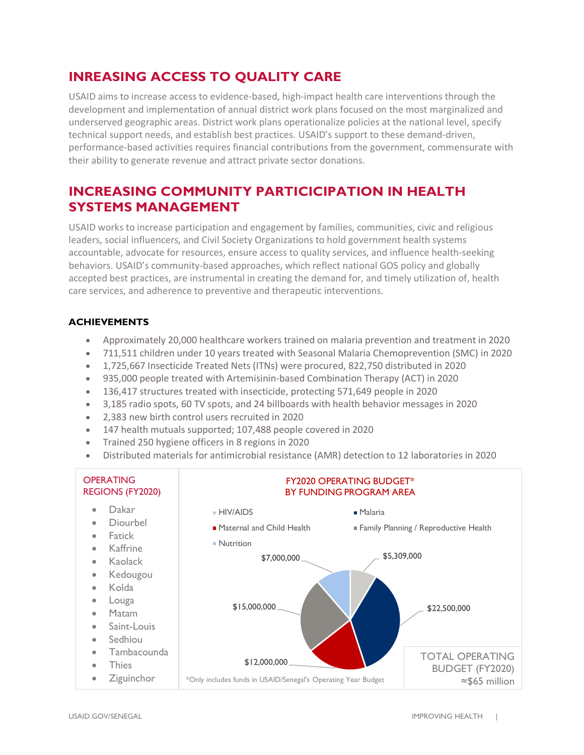## INREASING ACCESS TO QUALITY CARE

USAID aims to increase access to evidence-based, high-impact health care interventions through the development and implementation of annual district work plans focused on the most marginalized and underserved geographic areas. District work plans operationalize policies at the national level, specify technical support needs, and establish best practices. USAID's support to these demand-driven, performance-based activities requires financial contributions from the government, commensurate with their ability to generate revenue and attract private sector donations.

## INCREASING COMMUNITY PARTICICIPATION IN HEALTH SYSTEMS MANAGEMENT

USAID works to increase participation and engagement by families, communities, civic and religious leaders, social influencers, and Civil Society Organizations to hold government health systems accountable, advocate for resources, ensure access to quality services, and influence health-seeking behaviors. USAID's community-based approaches, which reflect national GOS policy and globally accepted best practices, are instrumental in creating the demand for, and timely utilization of, health care services, and adherence to preventive and therapeutic interventions.

### ACHIEVEMENTS

- Approximately 20,000 healthcare workers trained on malaria prevention and treatment in 2020
- 711,511 children under 10 years treated with Seasonal Malaria Chemoprevention (SMC) in 2020
- 1,725,667 Insecticide Treated Nets (ITNs) were procured, 822,750 distributed in 2020
- 935,000 people treated with Artemisinin-based Combination Therapy (ACT) in 2020
- 136,417 structures treated with insecticide, protecting 571,649 people in 2020
- 3,185 radio spots, 60 TV spots, and 24 billboards with health behavior messages in 2020
- 2,383 new birth control users recruited in 2020
- 147 health mutuals supported; 107,488 people covered in 2020
- Trained 250 hygiene officers in 8 regions in 2020
- Distributed materials for antimicrobial resistance (AMR) detection to 12 laboratories in 2020

**OPERATING REGIONS (FY2020)**

- Dakar
- Diourbel
- Fatick
- Kaffrine
- Kaolack
- Kedougou
- Kolda
- Louga
- Matam
- Saint-Louis
- Sedhiou
- Tambacounda
- Thies
- Ziguinchor

**FY2020 OPERATING BUDGET* BY FUNDING PROGRAM AREA**

HIV/AIDS
Malaria
Maternal and Child Health
Family Planning / Reproductive Health
Nutrition

$5,309,000
$22,500,000
$12,000,000
$15,000,000
$7,000,000

*Only includes funds in USAID/Senegal's Operating Year Budget

TOTAL OPERATING BUDGET (FY2020) ≈$65 million